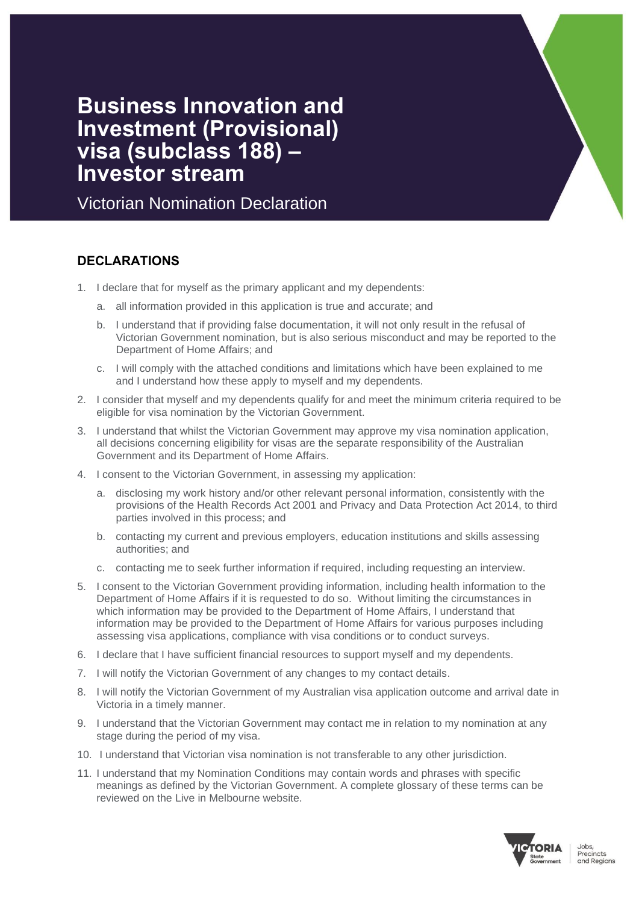# Business Innovation and Investment (Provisional) visa (subclass 188) – Investor stream

Victorian Nomination Declaration

## DECLARATIONS

1. I declare that for myself as the primary applicant and my dependents:
   a. all information provided in this application is true and accurate; and
   b. I understand that if providing false documentation, it will not only result in the refusal of Victorian Government nomination, but is also serious misconduct and may be reported to the Department of Home Affairs; and
   c. I will comply with the attached conditions and limitations which have been explained to me and I understand how these apply to myself and my dependents.
2. I consider that myself and my dependents qualify for and meet the minimum criteria required to be eligible for visa nomination by the Victorian Government.
3. I understand that whilst the Victorian Government may approve my visa nomination application, all decisions concerning eligibility for visas are the separate responsibility of the Australian Government and its Department of Home Affairs.
4. I consent to the Victorian Government, in assessing my application:
   a. disclosing my work history and/or other relevant personal information, consistently with the provisions of the Health Records Act 2001 and Privacy and Data Protection Act 2014, to third parties involved in this process; and
   b. contacting my current and previous employers, education institutions and skills assessing authorities; and
   c. contacting me to seek further information if required, including requesting an interview.
5. I consent to the Victorian Government providing information, including health information to the Department of Home Affairs if it is requested to do so. Without limiting the circumstances in which information may be provided to the Department of Home Affairs, I understand that information may be provided to the Department of Home Affairs for various purposes including assessing visa applications, compliance with visa conditions or to conduct surveys.
6. I declare that I have sufficient financial resources to support myself and my dependents.
7. I will notify the Victorian Government of any changes to my contact details.
8. I will notify the Victorian Government of my Australian visa application outcome and arrival date in Victoria in a timely manner.
9. I understand that the Victorian Government may contact me in relation to my nomination at any stage during the period of my visa.
10. I understand that Victorian visa nomination is not transferable to any other jurisdiction.
11. I understand that my Nomination Conditions may contain words and phrases with specific meanings as defined by the Victorian Government. A complete glossary of these terms can be reviewed on the Live in Melbourne website.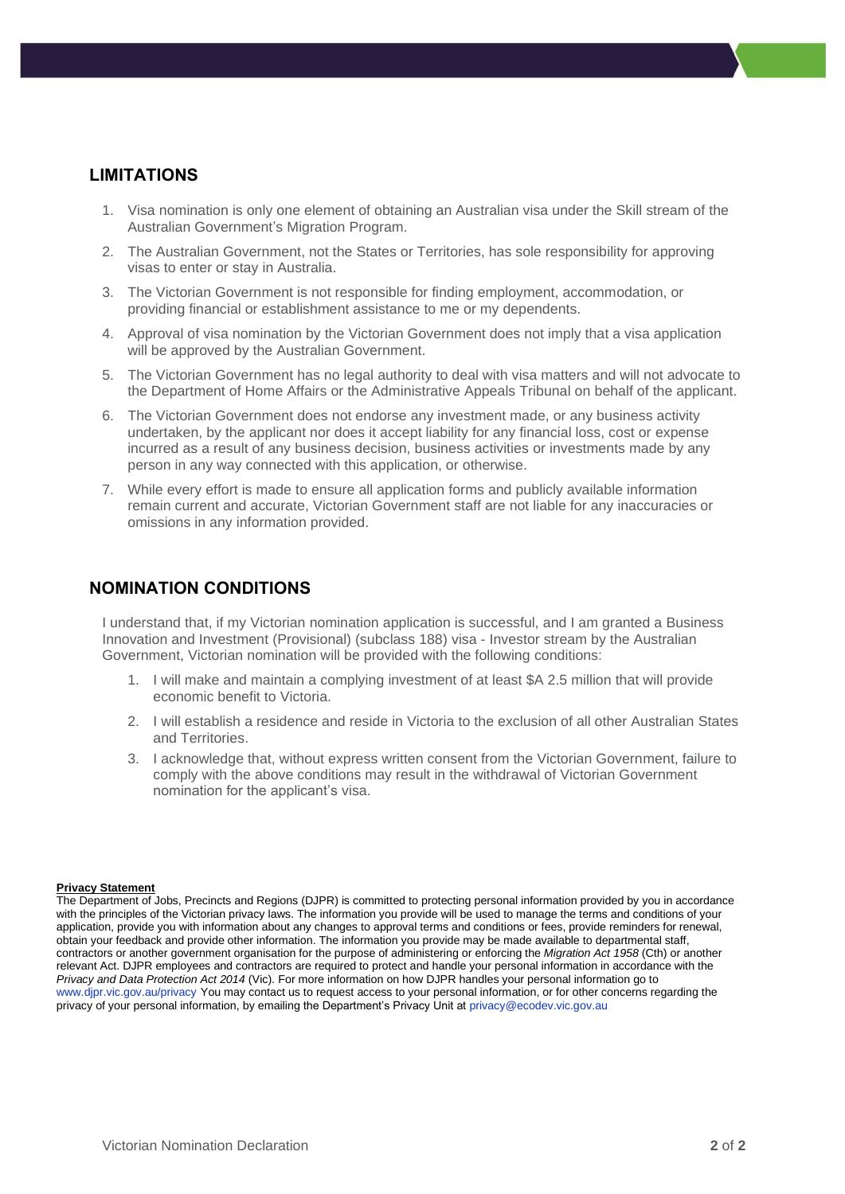## LIMITATIONS

1. Visa nomination is only one element of obtaining an Australian visa under the Skill stream of the Australian Government's Migration Program.
2. The Australian Government, not the States or Territories, has sole responsibility for approving visas to enter or stay in Australia.
3. The Victorian Government is not responsible for finding employment, accommodation, or providing financial or establishment assistance to me or my dependents.
4. Approval of visa nomination by the Victorian Government does not imply that a visa application will be approved by the Australian Government.
5. The Victorian Government has no legal authority to deal with visa matters and will not advocate to the Department of Home Affairs or the Administrative Appeals Tribunal on behalf of the applicant.
6. The Victorian Government does not endorse any investment made, or any business activity undertaken, by the applicant nor does it accept liability for any financial loss, cost or expense incurred as a result of any business decision, business activities or investments made by any person in any way connected with this application, or otherwise.
7. While every effort is made to ensure all application forms and publicly available information remain current and accurate, Victorian Government staff are not liable for any inaccuracies or omissions in any information provided.

## NOMINATION CONDITIONS

I understand that, if my Victorian nomination application is successful, and I am granted a Business Innovation and Investment (Provisional) (subclass 188) visa - Investor stream by the Australian Government, Victorian nomination will be provided with the following conditions:

1. I will make and maintain a complying investment of at least $A 2.5 million that will provide economic benefit to Victoria.
2. I will establish a residence and reside in Victoria to the exclusion of all other Australian States and Territories.
3. I acknowledge that, without express written consent from the Victorian Government, failure to comply with the above conditions may result in the withdrawal of Victorian Government nomination for the applicant's visa.

**Privacy Statement**

The Department of Jobs, Precincts and Regions (DJPR) is committed to protecting personal information provided by you in accordance with the principles of the Victorian privacy laws. The information you provide will be used to manage the terms and conditions of your application, provide you with information about any changes to approval terms and conditions or fees, provide reminders for renewal, obtain your feedback and provide other information. The information you provide may be made available to departmental staff, contractors or another government organisation for the purpose of administering or enforcing the *Migration Act 1958* (Cth) or another relevant Act. DJPR employees and contractors are required to protect and handle your personal information in accordance with the *Privacy and Data Protection Act 2014* (Vic). For more information on how DJPR handles your personal information go to www.djpr.vic.gov.au/privacy You may contact us to request access to your personal information, or for other concerns regarding the privacy of your personal information, by emailing the Department's Privacy Unit at privacy@ecodev.vic.gov.au